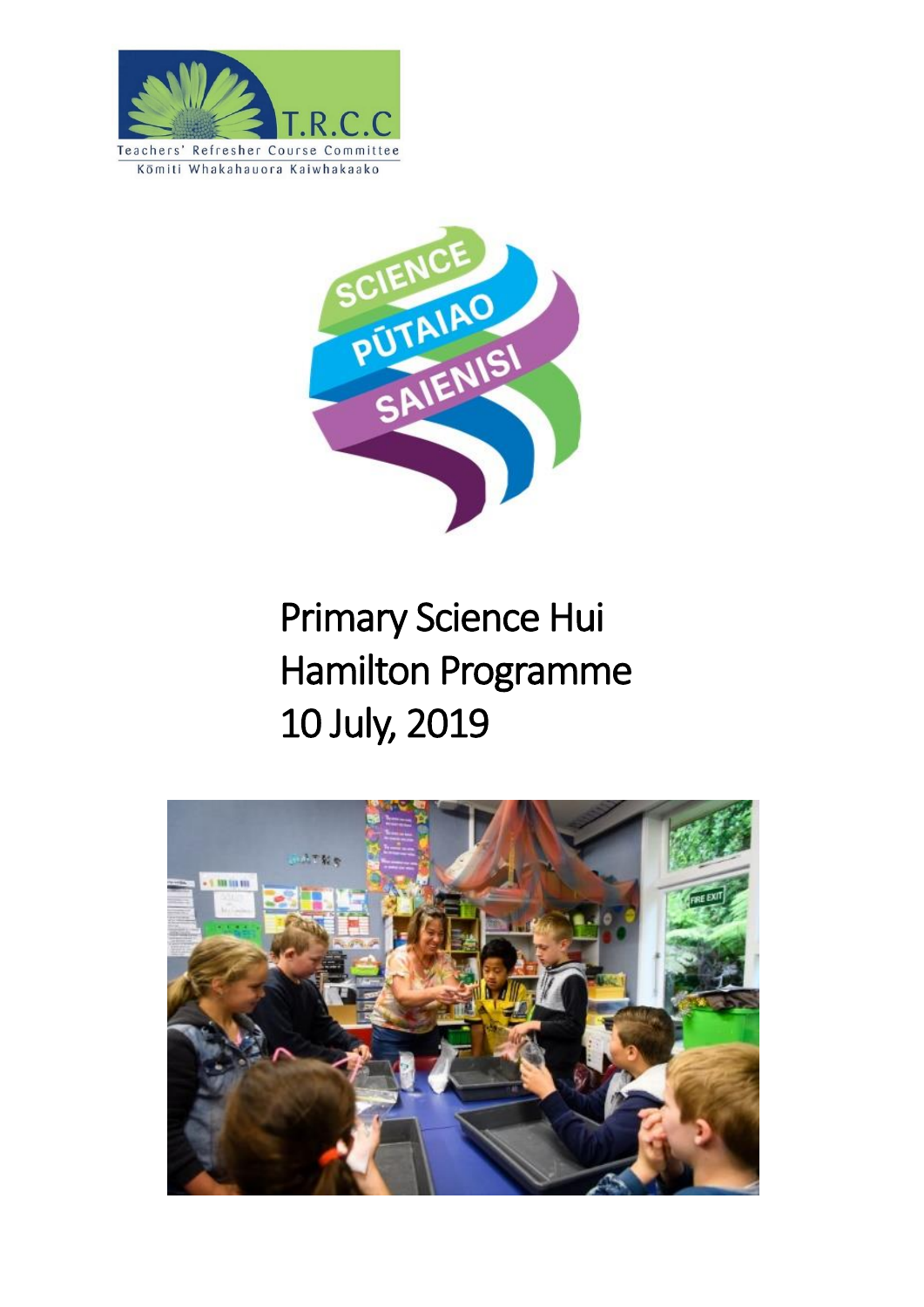T.R.C.C
Teachers' Refresher Course Committee
Kōmiti Whakahauora Kaiwhakaako

SCIENCE
PŪTAIAO
SAIENISI

# Primary Science Hui
# Hamilton Programme
# 10 July, 2019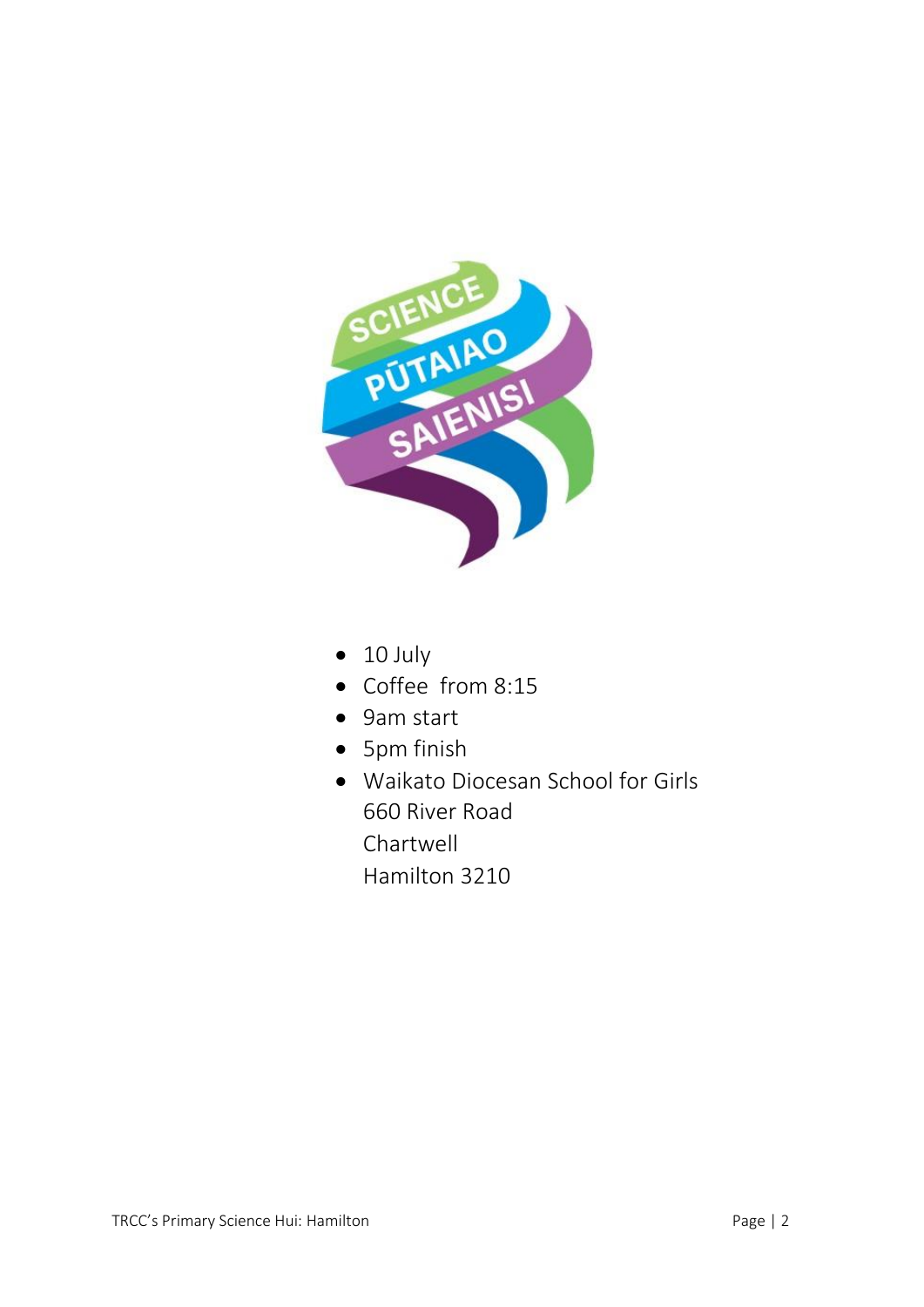- 10 July
- Coffee from 8:15
- 9am start
- 5pm finish
- Waikato Diocesan School for Girls
  660 River Road
  Chartwell
  Hamilton 3210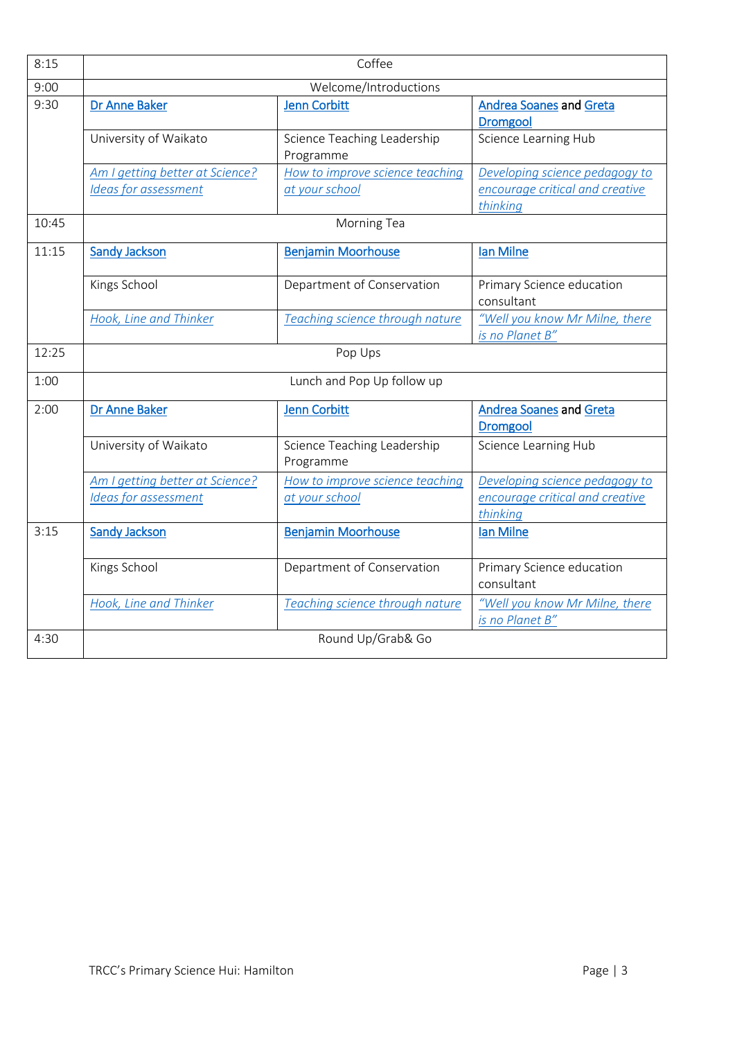| | | | |
|---|---|---|---|
| 8:15 | Coffee | | |
| 9:00 | Welcome/Introductions | | |
| 9:30 | **Dr Anne Baker** | **Jenn Corbitt** | **Andrea Soanes and Greta Dromgool** |
| | University of Waikato | Science Teaching Leadership Programme | Science Learning Hub |
| | *Am I getting better at Science? Ideas for assessment* | *How to improve science teaching at your school* | *Developing science pedagogy to encourage critical and creative thinking* |
| 10:45 | Morning Tea | | |
| 11:15 | **Sandy Jackson** | **Benjamin Moorhouse** | **Ian Milne** |
| | Kings School | Department of Conservation | Primary Science education consultant |
| | *Hook, Line and Thinker* | *Teaching science through nature* | *"Well you know Mr Milne, there is no Planet B"* |
| 12:25 | Pop Ups | | |
| 1:00 | Lunch and Pop Up follow up | | |
| 2:00 | **Dr Anne Baker** | **Jenn Corbitt** | **Andrea Soanes and Greta Dromgool** |
| | University of Waikato | Science Teaching Leadership Programme | Science Learning Hub |
| | *Am I getting better at Science? Ideas for assessment* | *How to improve science teaching at your school* | *Developing science pedagogy to encourage critical and creative thinking* |
| 3:15 | **Sandy Jackson** | **Benjamin Moorhouse** | **Ian Milne** |
| | Kings School | Department of Conservation | Primary Science education consultant |
| | *Hook, Line and Thinker* | *Teaching science through nature* | *"Well you know Mr Milne, there is no Planet B"* |
| 4:30 | Round Up/Grab& Go | | |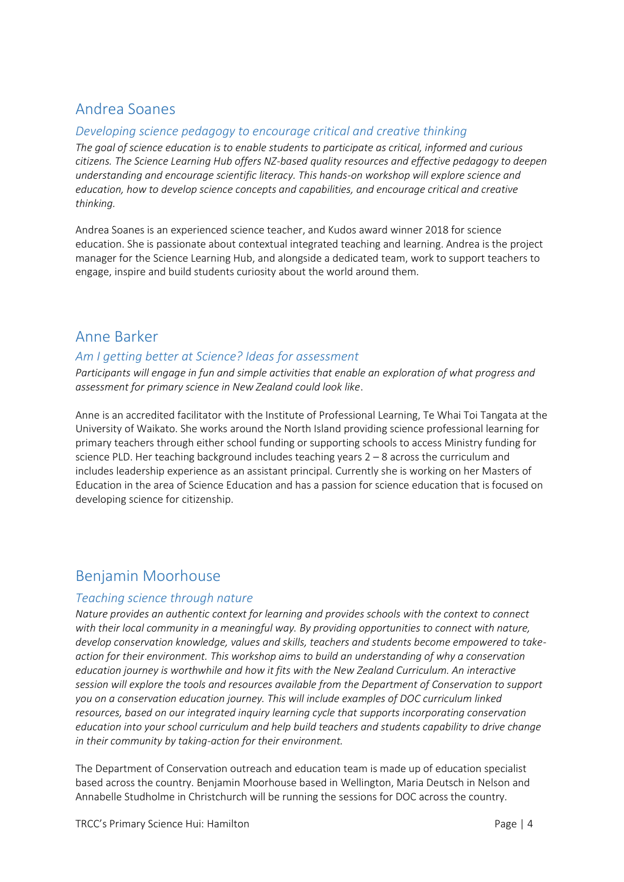## Andrea Soanes

### *Developing science pedagogy to encourage critical and creative thinking*

*The goal of science education is to enable students to participate as critical, informed and curious citizens. The Science Learning Hub offers NZ-based quality resources and effective pedagogy to deepen understanding and encourage scientific literacy. This hands-on workshop will explore science and education, how to develop science concepts and capabilities, and encourage critical and creative thinking.*

Andrea Soanes is an experienced science teacher, and Kudos award winner 2018 for science education. She is passionate about contextual integrated teaching and learning. Andrea is the project manager for the Science Learning Hub, and alongside a dedicated team, work to support teachers to engage, inspire and build students curiosity about the world around them.

## Anne Barker

### *Am I getting better at Science? Ideas for assessment*

*Participants will engage in fun and simple activities that enable an exploration of what progress and assessment for primary science in New Zealand could look like*.

Anne is an accredited facilitator with the Institute of Professional Learning, Te Whai Toi Tangata at the University of Waikato. She works around the North Island providing science professional learning for primary teachers through either school funding or supporting schools to access Ministry funding for science PLD. Her teaching background includes teaching years 2 – 8 across the curriculum and includes leadership experience as an assistant principal. Currently she is working on her Masters of Education in the area of Science Education and has a passion for science education that is focused on developing science for citizenship.

## Benjamin Moorhouse

### *Teaching science through nature*

*Nature provides an authentic context for learning and provides schools with the context to connect with their local community in a meaningful way. By providing opportunities to connect with nature, develop conservation knowledge, values and skills, teachers and students become empowered to take-action for their environment. This workshop aims to build an understanding of why a conservation education journey is worthwhile and how it fits with the New Zealand Curriculum. An interactive session will explore the tools and resources available from the Department of Conservation to support you on a conservation education journey. This will include examples of DOC curriculum linked resources, based on our integrated inquiry learning cycle that supports incorporating conservation education into your school curriculum and help build teachers and students capability to drive change in their community by taking-action for their environment.*

The Department of Conservation outreach and education team is made up of education specialist based across the country. Benjamin Moorhouse based in Wellington, Maria Deutsch in Nelson and Annabelle Studholme in Christchurch will be running the sessions for DOC across the country.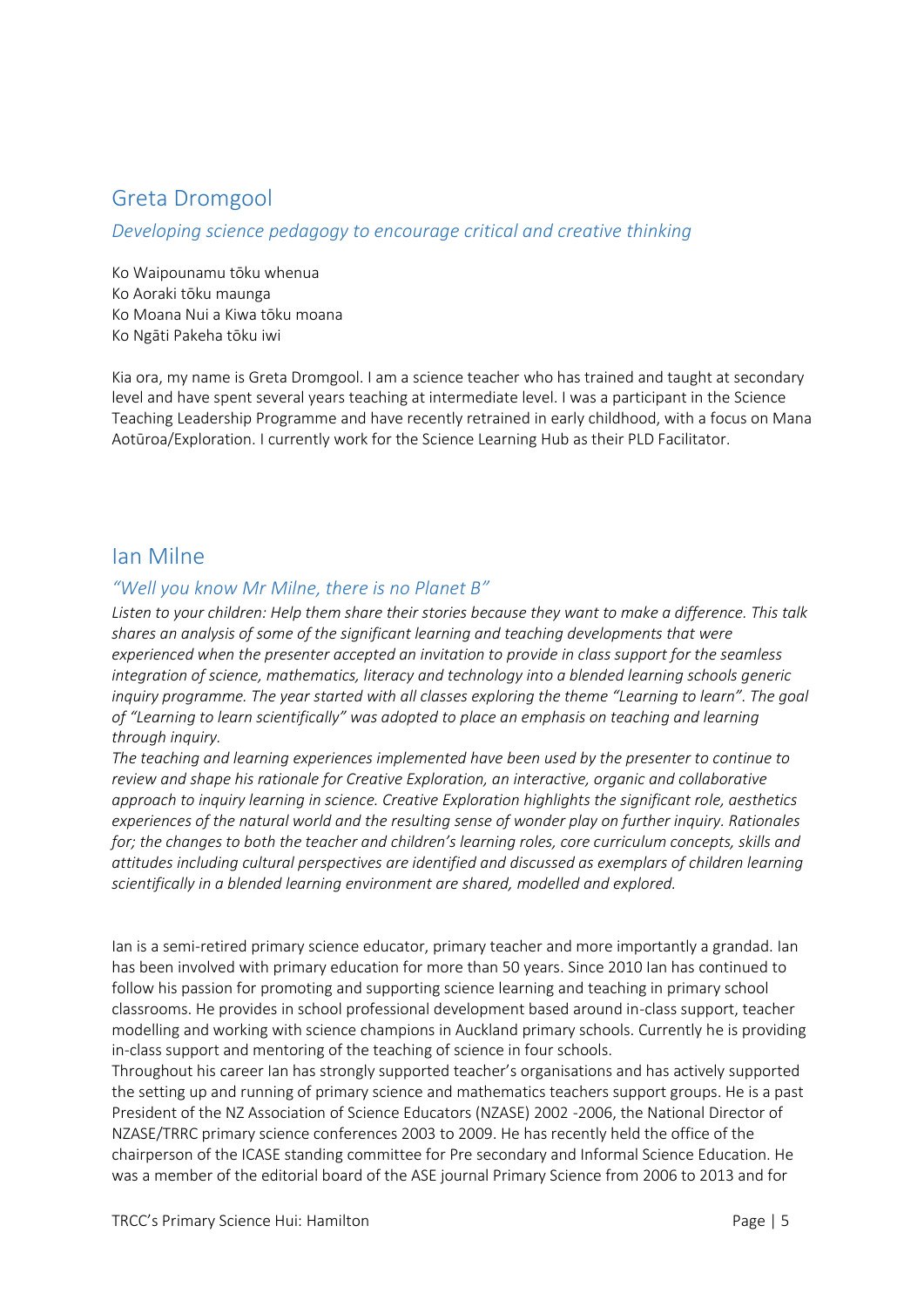## Greta Dromgool

*Developing science pedagogy to encourage critical and creative thinking*

Ko Waipounamu tōku whenua
Ko Aoraki tōku maunga
Ko Moana Nui a Kiwa tōku moana
Ko Ngāti Pakeha tōku iwi

Kia ora, my name is Greta Dromgool. I am a science teacher who has trained and taught at secondary level and have spent several years teaching at intermediate level. I was a participant in the Science Teaching Leadership Programme and have recently retrained in early childhood, with a focus on Mana Aotūroa/Exploration. I currently work for the Science Learning Hub as their PLD Facilitator.

## Ian Milne

*"Well you know Mr Milne, there is no Planet B"*

*Listen to your children: Help them share their stories because they want to make a difference. This talk shares an analysis of some of the significant learning and teaching developments that were experienced when the presenter accepted an invitation to provide in class support for the seamless integration of science, mathematics, literacy and technology into a blended learning schools generic inquiry programme. The year started with all classes exploring the theme "Learning to learn". The goal of "Learning to learn scientifically" was adopted to place an emphasis on teaching and learning through inquiry.*

*The teaching and learning experiences implemented have been used by the presenter to continue to review and shape his rationale for Creative Exploration, an interactive, organic and collaborative approach to inquiry learning in science. Creative Exploration highlights the significant role, aesthetics experiences of the natural world and the resulting sense of wonder play on further inquiry. Rationales for; the changes to both the teacher and children's learning roles, core curriculum concepts, skills and attitudes including cultural perspectives are identified and discussed as exemplars of children learning scientifically in a blended learning environment are shared, modelled and explored.*

Ian is a semi-retired primary science educator, primary teacher and more importantly a grandad. Ian has been involved with primary education for more than 50 years. Since 2010 Ian has continued to follow his passion for promoting and supporting science learning and teaching in primary school classrooms. He provides in school professional development based around in-class support, teacher modelling and working with science champions in Auckland primary schools. Currently he is providing in-class support and mentoring of the teaching of science in four schools.

Throughout his career Ian has strongly supported teacher's organisations and has actively supported the setting up and running of primary science and mathematics teachers support groups. He is a past President of the NZ Association of Science Educators (NZASE) 2002 -2006, the National Director of NZASE/TRRC primary science conferences 2003 to 2009. He has recently held the office of the chairperson of the ICASE standing committee for Pre secondary and Informal Science Education. He was a member of the editorial board of the ASE journal Primary Science from 2006 to 2013 and for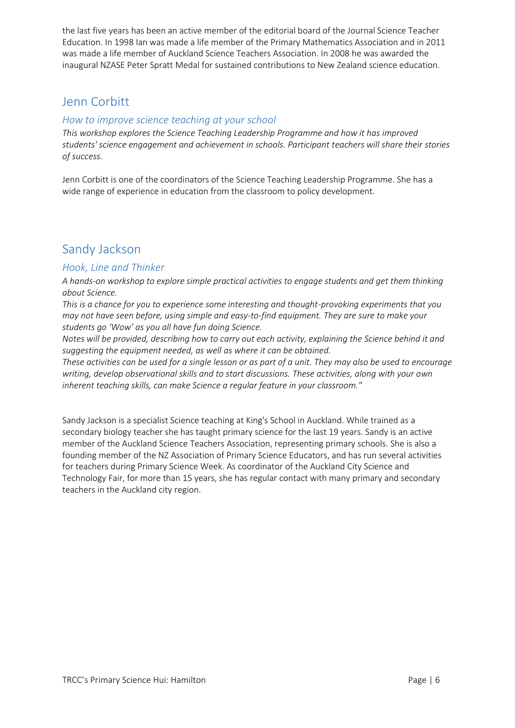the last five years has been an active member of the editorial board of the Journal Science Teacher Education. In 1998 Ian was made a life member of the Primary Mathematics Association and in 2011 was made a life member of Auckland Science Teachers Association. In 2008 he was awarded the inaugural NZASE Peter Spratt Medal for sustained contributions to New Zealand science education.

## Jenn Corbitt

### *How to improve science teaching at your school*

*This workshop explores the Science Teaching Leadership Programme and how it has improved students' science engagement and achievement in schools. Participant teachers will share their stories of success.*

Jenn Corbitt is one of the coordinators of the Science Teaching Leadership Programme. She has a wide range of experience in education from the classroom to policy development.

## Sandy Jackson

### *Hook, Line and Thinker*

*A hands-on workshop to explore simple practical activities to engage students and get them thinking about Science.*

*This is a chance for you to experience some interesting and thought-provoking experiments that you may not have seen before, using simple and easy-to-find equipment. They are sure to make your students go 'Wow' as you all have fun doing Science.*

*Notes will be provided, describing how to carry out each activity, explaining the Science behind it and suggesting the equipment needed, as well as where it can be obtained.*

*These activities can be used for a single lesson or as part of a unit. They may also be used to encourage writing, develop observational skills and to start discussions. These activities, along with your own inherent teaching skills, can make Science a regular feature in your classroom."*

Sandy Jackson is a specialist Science teaching at King's School in Auckland. While trained as a secondary biology teacher she has taught primary science for the last 19 years. Sandy is an active member of the Auckland Science Teachers Association, representing primary schools. She is also a founding member of the NZ Association of Primary Science Educators, and has run several activities for teachers during Primary Science Week. As coordinator of the Auckland City Science and Technology Fair, for more than 15 years, she has regular contact with many primary and secondary teachers in the Auckland city region.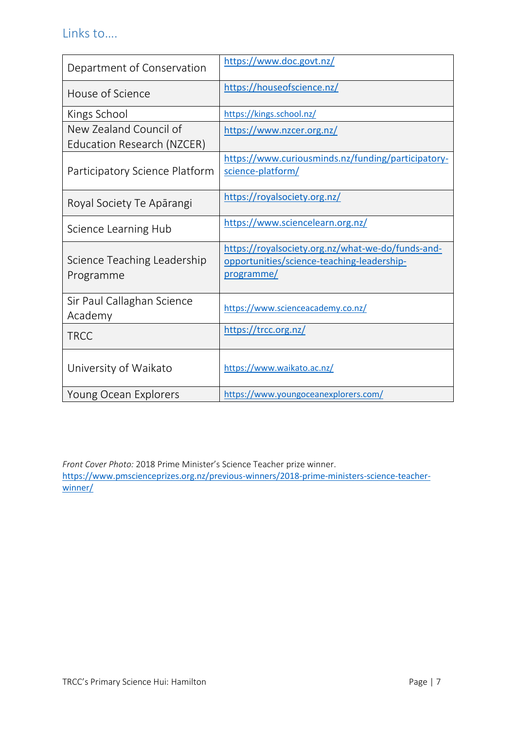## Links to….

| | |
|---|---|
| Department of Conservation | https://www.doc.govt.nz/ |
| House of Science | https://houseofscience.nz/ |
| Kings School | https://kings.school.nz/ |
| New Zealand Council of Education Research (NZCER) | https://www.nzcer.org.nz/ |
| Participatory Science Platform | https://www.curiousminds.nz/funding/participatory-science-platform/ |
| Royal Society Te Apārangi | https://royalsociety.org.nz/ |
| Science Learning Hub | https://www.sciencelearn.org.nz/ |
| Science Teaching Leadership Programme | https://royalsociety.org.nz/what-we-do/funds-and-opportunities/science-teaching-leadership-programme/ |
| Sir Paul Callaghan Science Academy | https://www.scienceacademy.co.nz/ |
| TRCC | https://trcc.org.nz/ |
| University of Waikato | https://www.waikato.ac.nz/ |
| Young Ocean Explorers | https://www.youngoceanexplorers.com/ |

*Front Cover Photo:* 2018 Prime Minister's Science Teacher prize winner. https://www.pmscienceprizes.org.nz/previous-winners/2018-prime-ministers-science-teacher-winner/